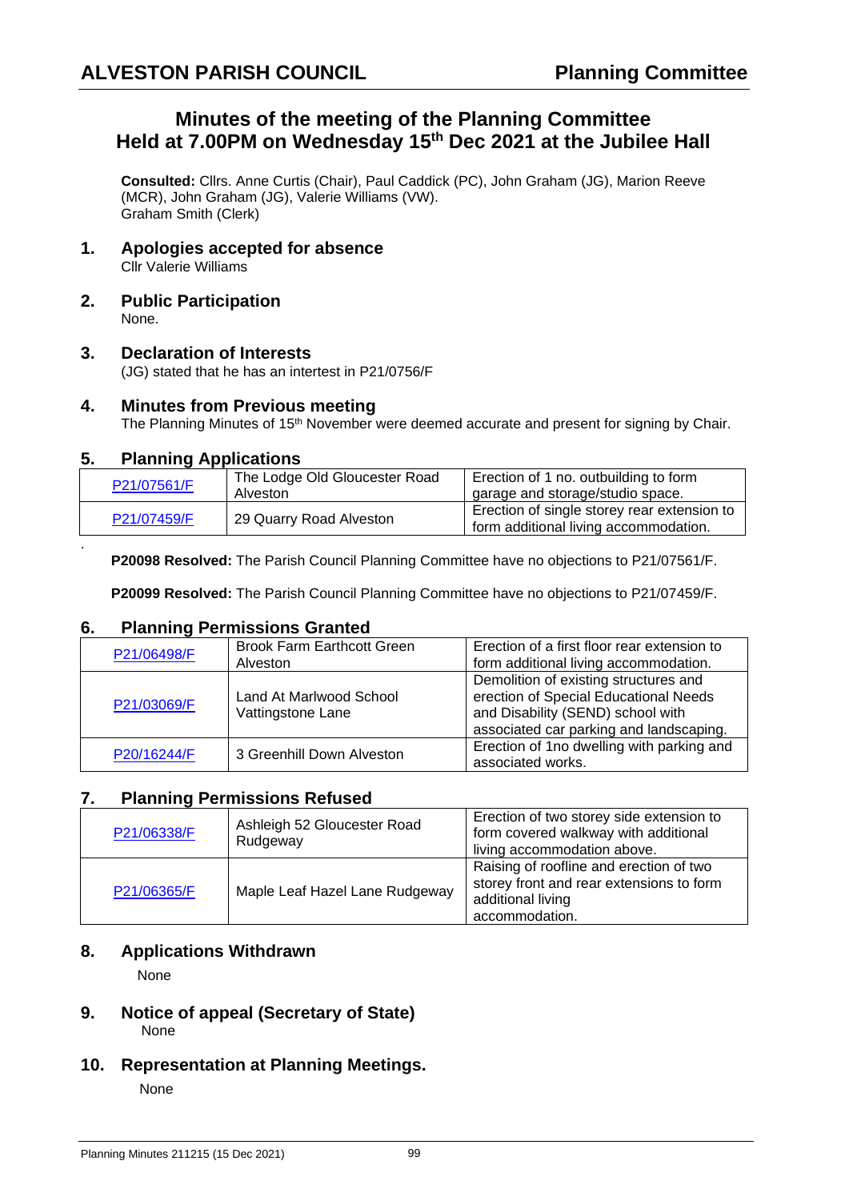# Minutes of the meeting of the Planning Committee Held at 7.00PM on Wednesday 15th Dec 2021 at the Jubilee Hall

**Consulted:** Cllrs. Anne Curtis (Chair), Paul Caddick (PC), John Graham (JG), Marion Reeve (MCR), John Graham (JG), Valerie Williams (VW).
Graham Smith (Clerk)

## 1. Apologies accepted for absence

Cllr Valerie Williams

## 2. Public Participation

None.

## 3. Declaration of Interests

(JG) stated that he has an intertest in P21/0756/F

## 4. Minutes from Previous meeting

The Planning Minutes of 15th November were deemed accurate and present for signing by Chair.

## 5. Planning Applications

| P21/07561/F | The Lodge Old Gloucester Road Alveston | Erection of 1 no. outbuilding to form garage and storage/studio space. |
|---|---|---|
| P21/07459/F | 29 Quarry Road Alveston | Erection of single storey rear extension to form additional living accommodation. |

.

**P20098 Resolved:** The Parish Council Planning Committee have no objections to P21/07561/F.

**P20099 Resolved:** The Parish Council Planning Committee have no objections to P21/07459/F.

## 6. Planning Permissions Granted

| P21/06498/F | Brook Farm Earthcott Green Alveston | Erection of a first floor rear extension to form additional living accommodation. |
|---|---|---|
| P21/03069/F | Land At Marlwood School Vattingstone Lane | Demolition of existing structures and erection of Special Educational Needs and Disability (SEND) school with associated car parking and landscaping. |
| P20/16244/F | 3 Greenhill Down Alveston | Erection of 1no dwelling with parking and associated works. |

## 7. Planning Permissions Refused

| P21/06338/F | Ashleigh 52 Gloucester Road Rudgeway | Erection of two storey side extension to form covered walkway with additional living accommodation above. |
|---|---|---|
| P21/06365/F | Maple Leaf Hazel Lane Rudgeway | Raising of roofline and erection of two storey front and rear extensions to form additional living accommodation. |

## 8. Applications Withdrawn

None

## 9. Notice of appeal (Secretary of State)

None

## 10. Representation at Planning Meetings.

None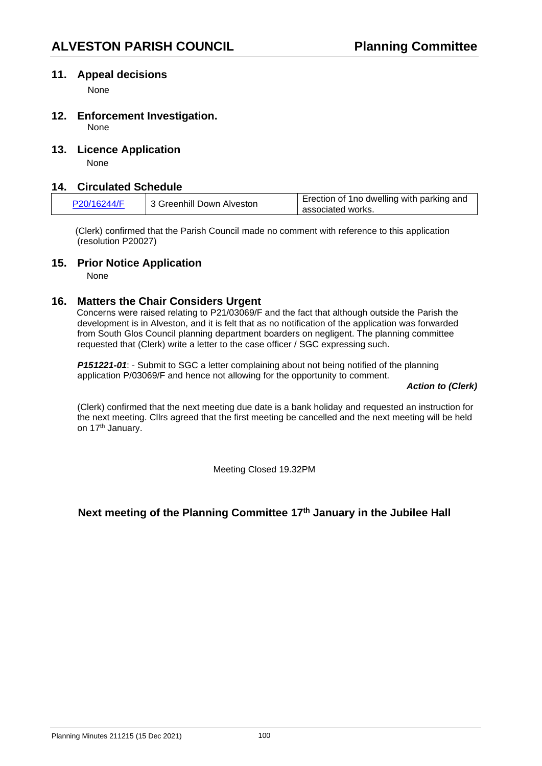## 11. Appeal decisions

None

## 12. Enforcement Investigation.

None

## 13. Licence Application

None

## 14. Circulated Schedule

| | | |
|---|---|---|
| P20/16244/F | 3 Greenhill Down Alveston | Erection of 1no dwelling with parking and associated works. |

(Clerk) confirmed that the Parish Council made no comment with reference to this application (resolution P20027)

## 15. Prior Notice Application

None

## 16. Matters the Chair Considers Urgent

Concerns were raised relating to P21/03069/F and the fact that although outside the Parish the development is in Alveston, and it is felt that as no notification of the application was forwarded from South Glos Council planning department boarders on negligent. The planning committee requested that (Clerk) write a letter to the case officer / SGC expressing such.

***P151221-01***: - Submit to SGC a letter complaining about not being notified of the planning application P/03069/F and hence not allowing for the opportunity to comment.

***Action to (Clerk)***

(Clerk) confirmed that the next meeting due date is a bank holiday and requested an instruction for the next meeting. Cllrs agreed that the first meeting be cancelled and the next meeting will be held on 17th January.

Meeting Closed 19.32PM

**Next meeting of the Planning Committee 17th January in the Jubilee Hall**